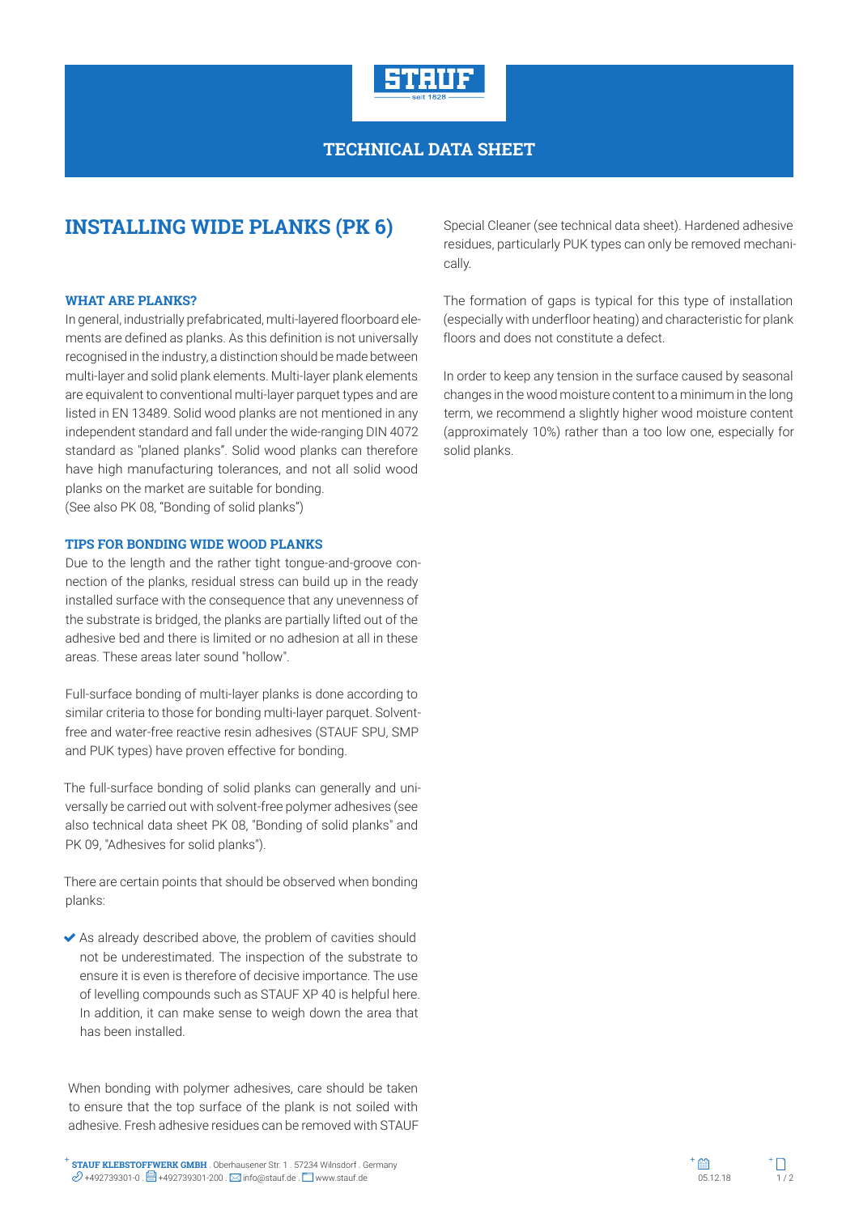TECHNICAL DATA SHEET

# INSTALLING WIDE PLANKS (PK 6)

### WHAT ARE PLANKS?

In general, industrially prefabricated, multi-layered floorboard elements are defined as planks. As this definition is not universally recognised in the industry, a distinction should be made between multi-layer and solid plank elements. Multi-layer plank elements are equivalent to conventional multi-layer parquet types and are listed in EN 13489. Solid wood planks are not mentioned in any independent standard and fall under the wide-ranging DIN 4072 standard as "planed planks". Solid wood planks can therefore have high manufacturing tolerances, and not all solid wood planks on the market are suitable for bonding.
(See also PK 08, "Bonding of solid planks")

### TIPS FOR BONDING WIDE WOOD PLANKS

Due to the length and the rather tight tongue-and-groove connection of the planks, residual stress can build up in the ready installed surface with the consequence that any unevenness of the substrate is bridged, the planks are partially lifted out of the adhesive bed and there is limited or no adhesion at all in these areas. These areas later sound "hollow".

Full-surface bonding of multi-layer planks is done according to similar criteria to those for bonding multi-layer parquet. Solvent-free and water-free reactive resin adhesives (STAUF SPU, SMP and PUK types) have proven effective for bonding.

The full-surface bonding of solid planks can generally and universally be carried out with solvent-free polymer adhesives (see also technical data sheet PK 08, "Bonding of solid planks" and PK 09, "Adhesives for solid planks").

There are certain points that should be observed when bonding planks:

- As already described above, the problem of cavities should not be underestimated. The inspection of the substrate to ensure it is even is therefore of decisive importance. The use of levelling compounds such as STAUF XP 40 is helpful here. In addition, it can make sense to weigh down the area that has been installed.

When bonding with polymer adhesives, care should be taken to ensure that the top surface of the plank is not soiled with adhesive. Fresh adhesive residues can be removed with STAUF Special Cleaner (see technical data sheet). Hardened adhesive residues, particularly PUK types can only be removed mechanically.

The formation of gaps is typical for this type of installation (especially with underfloor heating) and characteristic for plank floors and does not constitute a defect.

In order to keep any tension in the surface caused by seasonal changes in the wood moisture content to a minimum in the long term, we recommend a slightly higher wood moisture content (approximately 10%) rather than a too low one, especially for solid planks.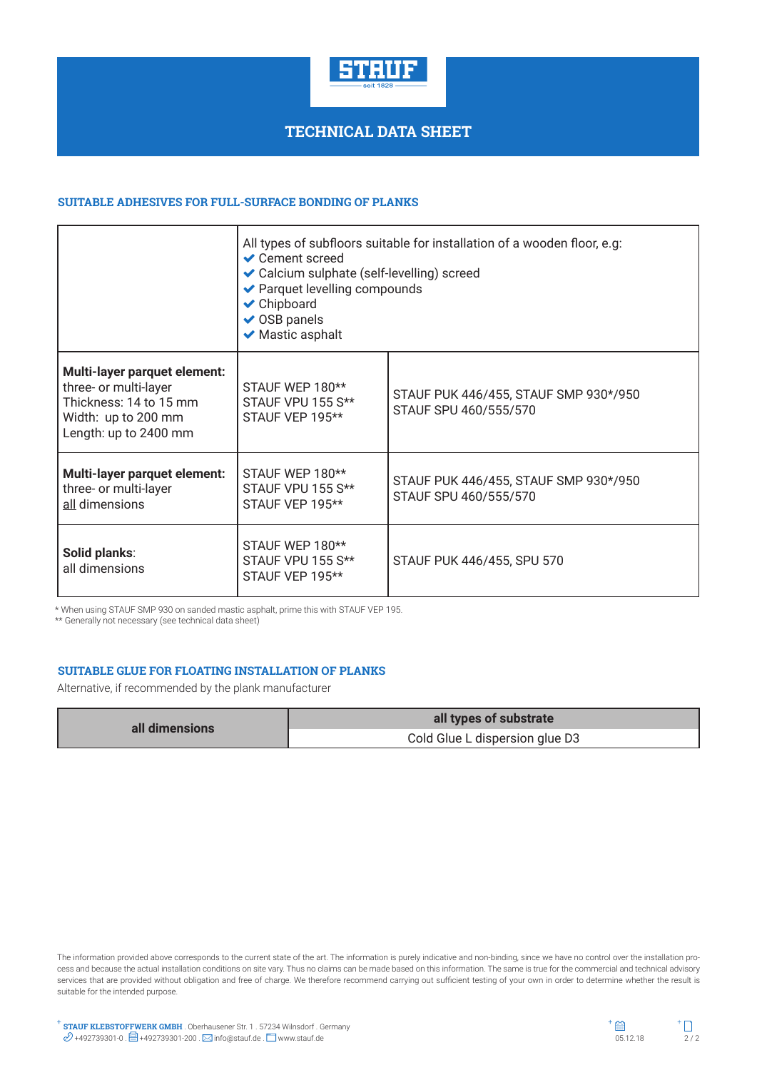# TECHNICAL DATA SHEET

## SUITABLE ADHESIVES FOR FULL-SURFACE BONDING OF PLANKS

| | All types of subfloors suitable for installation of a wooden floor, e.g: ✔ Cement screed ✔ Calcium sulphate (self-levelling) screed ✔ Parquet levelling compounds ✔ Chipboard ✔ OSB panels ✔ Mastic asphalt | |
|---|---|---|
| **Multi-layer parquet element:** three- or multi-layer Thickness: 14 to 15 mm Width: up to 200 mm Length: up to 2400 mm | STAUF WEP 180** STAUF VPU 155 S** STAUF VEP 195** | STAUF PUK 446/455, STAUF SMP 930*/950 STAUF SPU 460/555/570 |
| **Multi-layer parquet element:** three- or multi-layer all dimensions | STAUF WEP 180** STAUF VPU 155 S** STAUF VEP 195** | STAUF PUK 446/455, STAUF SMP 930*/950 STAUF SPU 460/555/570 |
| **Solid planks**: all dimensions | STAUF WEP 180** STAUF VPU 155 S** STAUF VEP 195** | STAUF PUK 446/455, SPU 570 |

\* When using STAUF SMP 930 on sanded mastic asphalt, prime this with STAUF VEP 195.
\*\* Generally not necessary (see technical data sheet)

## SUITABLE GLUE FOR FLOATING INSTALLATION OF PLANKS

Alternative, if recommended by the plank manufacturer

| all dimensions | all types of substrate |
|---|---|
| | Cold Glue L dispersion glue D3 |

The information provided above corresponds to the current state of the art. The information is purely indicative and non-binding, since we have no control over the installation process and because the actual installation conditions on site vary. Thus no claims can be made based on this information. The same is true for the commercial and technical advisory services that are provided without obligation and free of charge. We therefore recommend carrying out sufficient testing of your own in order to determine whether the result is suitable for the intended purpose.

**STAUF KLEBSTOFFWERK GMBH** . Oberhausener Str. 1 . 57234 Wilnsdorf . Germany
+492739301-0 . +492739301-200 . info@stauf.de . www.stauf.de

05.12.18